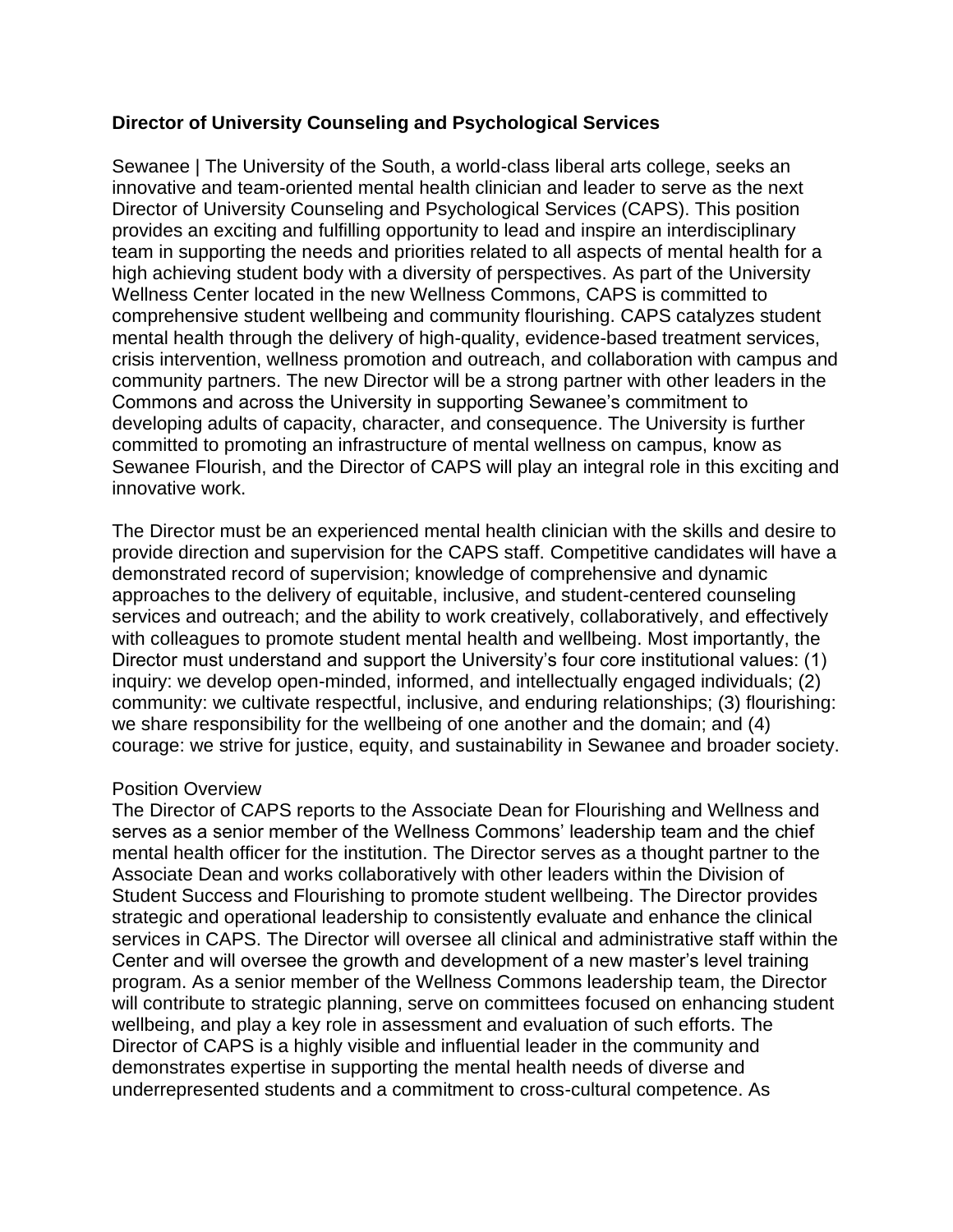**Director of University Counseling and Psychological Services**

Sewanee | The University of the South, a world-class liberal arts college, seeks an innovative and team-oriented mental health clinician and leader to serve as the next Director of University Counseling and Psychological Services (CAPS). This position provides an exciting and fulfilling opportunity to lead and inspire an interdisciplinary team in supporting the needs and priorities related to all aspects of mental health for a high achieving student body with a diversity of perspectives. As part of the University Wellness Center located in the new Wellness Commons, CAPS is committed to comprehensive student wellbeing and community flourishing. CAPS catalyzes student mental health through the delivery of high-quality, evidence-based treatment services, crisis intervention, wellness promotion and outreach, and collaboration with campus and community partners. The new Director will be a strong partner with other leaders in the Commons and across the University in supporting Sewanee's commitment to developing adults of capacity, character, and consequence. The University is further committed to promoting an infrastructure of mental wellness on campus, know as Sewanee Flourish, and the Director of CAPS will play an integral role in this exciting and innovative work.

The Director must be an experienced mental health clinician with the skills and desire to provide direction and supervision for the CAPS staff. Competitive candidates will have a demonstrated record of supervision; knowledge of comprehensive and dynamic approaches to the delivery of equitable, inclusive, and student-centered counseling services and outreach; and the ability to work creatively, collaboratively, and effectively with colleagues to promote student mental health and wellbeing. Most importantly, the Director must understand and support the University's four core institutional values: (1) inquiry: we develop open-minded, informed, and intellectually engaged individuals; (2) community: we cultivate respectful, inclusive, and enduring relationships; (3) flourishing: we share responsibility for the wellbeing of one another and the domain; and (4) courage: we strive for justice, equity, and sustainability in Sewanee and broader society.

Position Overview

The Director of CAPS reports to the Associate Dean for Flourishing and Wellness and serves as a senior member of the Wellness Commons' leadership team and the chief mental health officer for the institution. The Director serves as a thought partner to the Associate Dean and works collaboratively with other leaders within the Division of Student Success and Flourishing to promote student wellbeing. The Director provides strategic and operational leadership to consistently evaluate and enhance the clinical services in CAPS. The Director will oversee all clinical and administrative staff within the Center and will oversee the growth and development of a new master's level training program. As a senior member of the Wellness Commons leadership team, the Director will contribute to strategic planning, serve on committees focused on enhancing student wellbeing, and play a key role in assessment and evaluation of such efforts. The Director of CAPS is a highly visible and influential leader in the community and demonstrates expertise in supporting the mental health needs of diverse and underrepresented students and a commitment to cross-cultural competence. As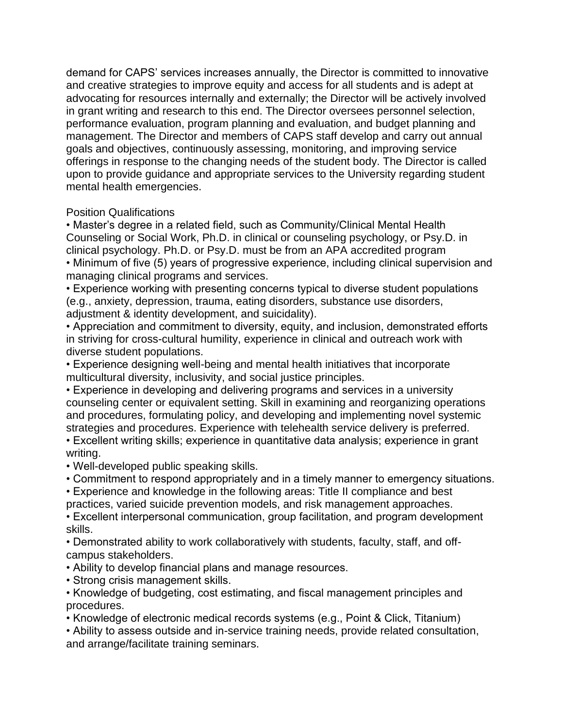demand for CAPS' services increases annually, the Director is committed to innovative and creative strategies to improve equity and access for all students and is adept at advocating for resources internally and externally; the Director will be actively involved in grant writing and research to this end. The Director oversees personnel selection, performance evaluation, program planning and evaluation, and budget planning and management. The Director and members of CAPS staff develop and carry out annual goals and objectives, continuously assessing, monitoring, and improving service offerings in response to the changing needs of the student body. The Director is called upon to provide guidance and appropriate services to the University regarding student mental health emergencies.

Position Qualifications

- Master's degree in a related field, such as Community/Clinical Mental Health Counseling or Social Work, Ph.D. in clinical or counseling psychology, or Psy.D. in clinical psychology. Ph.D. or Psy.D. must be from an APA accredited program
- Minimum of five (5) years of progressive experience, including clinical supervision and managing clinical programs and services.
- Experience working with presenting concerns typical to diverse student populations (e.g., anxiety, depression, trauma, eating disorders, substance use disorders, adjustment & identity development, and suicidality).
- Appreciation and commitment to diversity, equity, and inclusion, demonstrated efforts in striving for cross-cultural humility, experience in clinical and outreach work with diverse student populations.
- Experience designing well-being and mental health initiatives that incorporate multicultural diversity, inclusivity, and social justice principles.
- Experience in developing and delivering programs and services in a university counseling center or equivalent setting. Skill in examining and reorganizing operations and procedures, formulating policy, and developing and implementing novel systemic strategies and procedures. Experience with telehealth service delivery is preferred.
- Excellent writing skills; experience in quantitative data analysis; experience in grant writing.
- Well-developed public speaking skills.
- Commitment to respond appropriately and in a timely manner to emergency situations.
- Experience and knowledge in the following areas: Title II compliance and best practices, varied suicide prevention models, and risk management approaches.
- Excellent interpersonal communication, group facilitation, and program development skills.
- Demonstrated ability to work collaboratively with students, faculty, staff, and off-campus stakeholders.
- Ability to develop financial plans and manage resources.
- Strong crisis management skills.
- Knowledge of budgeting, cost estimating, and fiscal management principles and procedures.
- Knowledge of electronic medical records systems (e.g., Point & Click, Titanium)
- Ability to assess outside and in-service training needs, provide related consultation, and arrange/facilitate training seminars.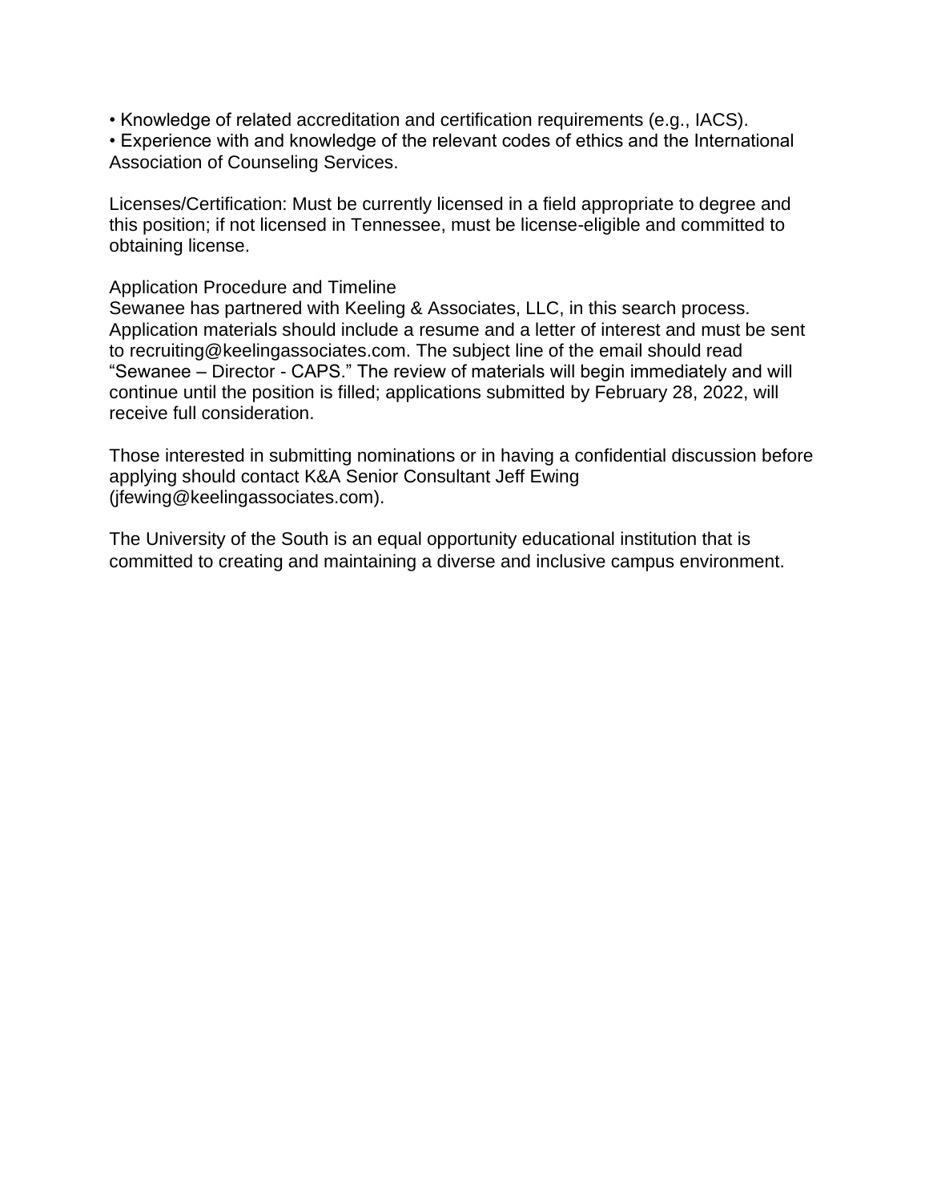- Knowledge of related accreditation and certification requirements (e.g., IACS).
- Experience with and knowledge of the relevant codes of ethics and the International Association of Counseling Services.

Licenses/Certification: Must be currently licensed in a field appropriate to degree and this position; if not licensed in Tennessee, must be license-eligible and committed to obtaining license.

Application Procedure and Timeline

Sewanee has partnered with Keeling & Associates, LLC, in this search process. Application materials should include a resume and a letter of interest and must be sent to recruiting@keelingassociates.com. The subject line of the email should read "Sewanee – Director - CAPS." The review of materials will begin immediately and will continue until the position is filled; applications submitted by February 28, 2022, will receive full consideration.

Those interested in submitting nominations or in having a confidential discussion before applying should contact K&A Senior Consultant Jeff Ewing (jfewing@keelingassociates.com).

The University of the South is an equal opportunity educational institution that is committed to creating and maintaining a diverse and inclusive campus environment.